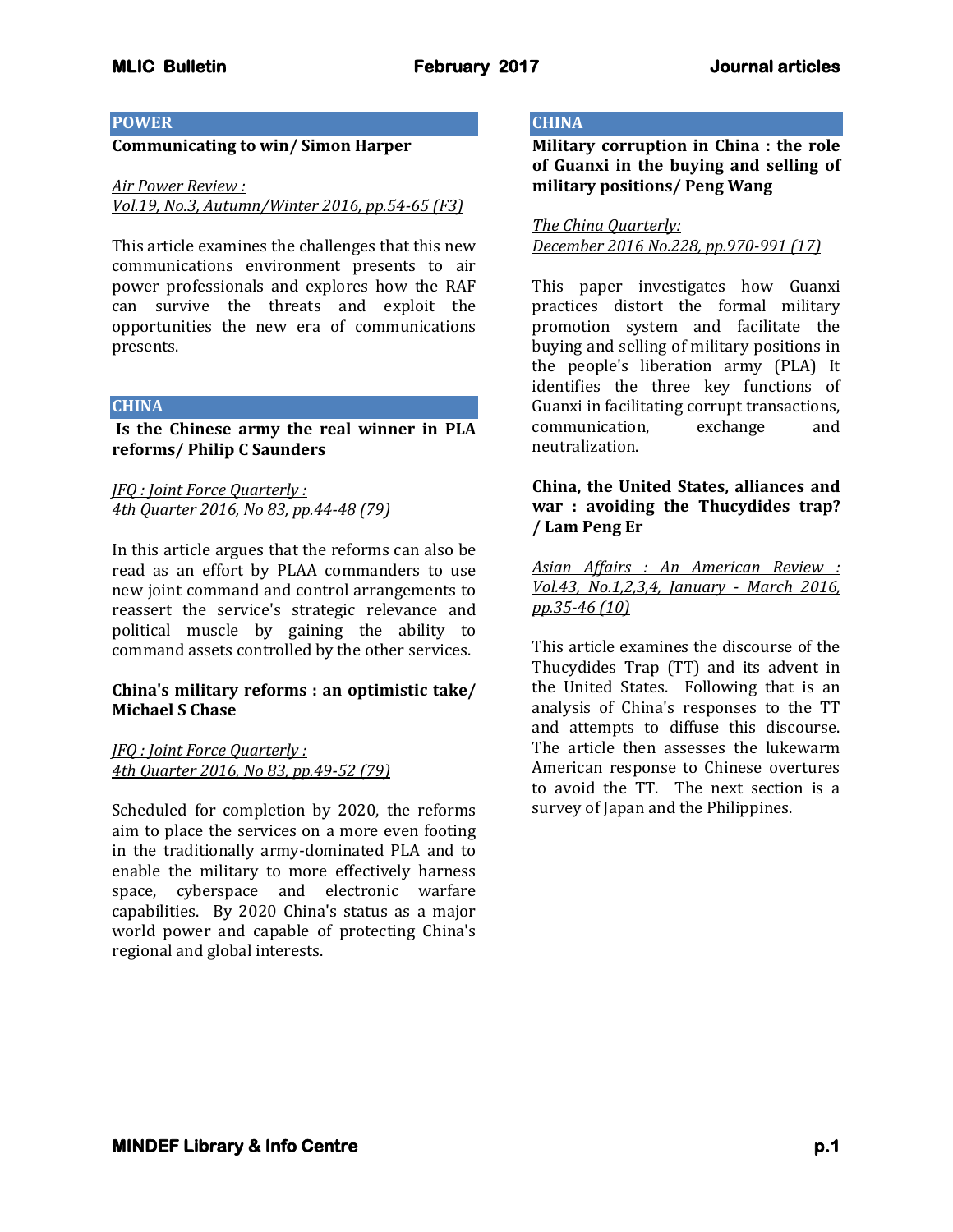## POWER

**Communicating to win/ Simon Harper**

*Air Power Review :*
*Vol.19, No.3, Autumn/Winter 2016, pp.54-65 (F3)*

This article examines the challenges that this new communications environment presents to air power professionals and explores how the RAF can survive the threats and exploit the opportunities the new era of communications presents.

## CHINA

**Is the Chinese army the real winner in PLA reforms/ Philip C Saunders**

*JFQ : Joint Force Quarterly :*
*4th Quarter 2016, No 83, pp.44-48 (79)*

In this article argues that the reforms can also be read as an effort by PLAA commanders to use new joint command and control arrangements to reassert the service's strategic relevance and political muscle by gaining the ability to command assets controlled by the other services.

**China's military reforms : an optimistic take/ Michael S Chase**

*JFQ : Joint Force Quarterly :*
*4th Quarter 2016, No 83, pp.49-52 (79)*

Scheduled for completion by 2020, the reforms aim to place the services on a more even footing in the traditionally army-dominated PLA and to enable the military to more effectively harness space, cyberspace and electronic warfare capabilities. By 2020 China's status as a major world power and capable of protecting China's regional and global interests.

## CHINA

**Military corruption in China : the role of Guanxi in the buying and selling of military positions/ Peng Wang**

*The China Quarterly:*
*December 2016 No.228, pp.970-991 (17)*

This paper investigates how Guanxi practices distort the formal military promotion system and facilitate the buying and selling of military positions in the people's liberation army (PLA) It identifies the three key functions of Guanxi in facilitating corrupt transactions, communication, exchange and neutralization.

**China, the United States, alliances and war : avoiding the Thucydides trap? / Lam Peng Er**

*Asian Affairs : An American Review :*
*Vol.43, No.1,2,3,4, January - March 2016, pp.35-46 (10)*

This article examines the discourse of the Thucydides Trap (TT) and its advent in the United States. Following that is an analysis of China's responses to the TT and attempts to diffuse this discourse. The article then assesses the lukewarm American response to Chinese overtures to avoid the TT. The next section is a survey of Japan and the Philippines.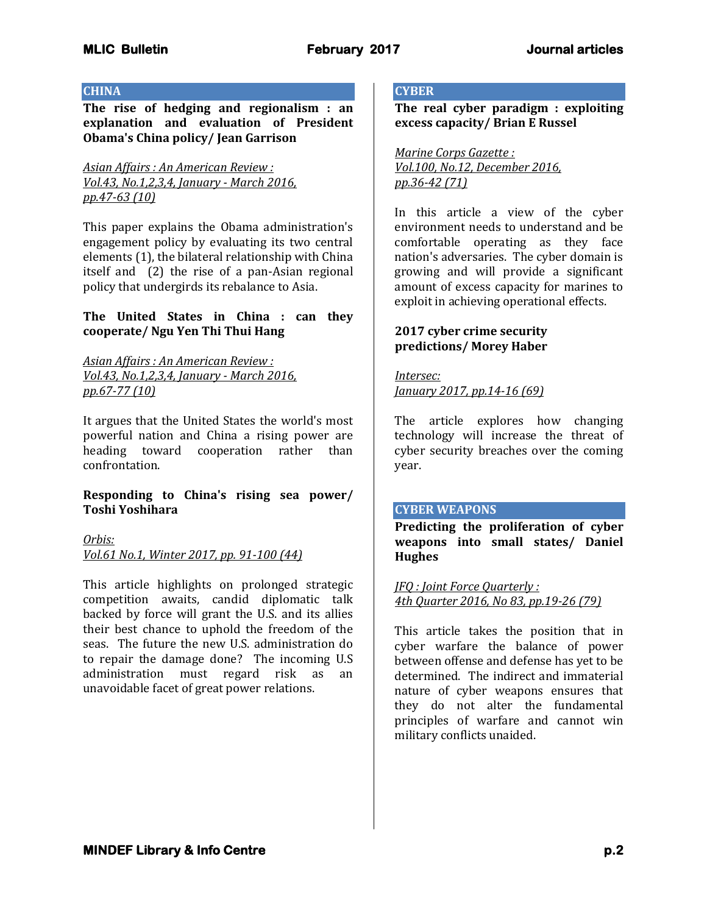## CHINA

**The rise of hedging and regionalism : an explanation and evaluation of President Obama's China policy/ Jean Garrison**

*Asian Affairs : An American Review : Vol.43, No.1,2,3,4, January - March 2016, pp.47-63 (10)*

This paper explains the Obama administration's engagement policy by evaluating its two central elements (1), the bilateral relationship with China itself and (2) the rise of a pan-Asian regional policy that undergirds its rebalance to Asia.

**The United States in China : can they cooperate/ Ngu Yen Thi Thui Hang**

*Asian Affairs : An American Review : Vol.43, No.1,2,3,4, January - March 2016, pp.67-77 (10)*

It argues that the United States the world's most powerful nation and China a rising power are heading toward cooperation rather than confrontation.

**Responding to China's rising sea power/ Toshi Yoshihara**

*Orbis: Vol.61 No.1, Winter 2017, pp. 91-100 (44)*

This article highlights on prolonged strategic competition awaits, candid diplomatic talk backed by force will grant the U.S. and its allies their best chance to uphold the freedom of the seas. The future the new U.S. administration do to repair the damage done? The incoming U.S administration must regard risk as an unavoidable facet of great power relations.

## CYBER

**The real cyber paradigm : exploiting excess capacity/ Brian E Russel**

*Marine Corps Gazette : Vol.100, No.12, December 2016, pp.36-42 (71)*

In this article a view of the cyber environment needs to understand and be comfortable operating as they face nation's adversaries. The cyber domain is growing and will provide a significant amount of excess capacity for marines to exploit in achieving operational effects.

**2017 cyber crime security predictions/ Morey Haber**

*Intersec: January 2017, pp.14-16 (69)*

The article explores how changing technology will increase the threat of cyber security breaches over the coming year.

## CYBER WEAPONS

**Predicting the proliferation of cyber weapons into small states/ Daniel Hughes**

*JFQ : Joint Force Quarterly : 4th Quarter 2016, No 83, pp.19-26 (79)*

This article takes the position that in cyber warfare the balance of power between offense and defense has yet to be determined. The indirect and immaterial nature of cyber weapons ensures that they do not alter the fundamental principles of warfare and cannot win military conflicts unaided.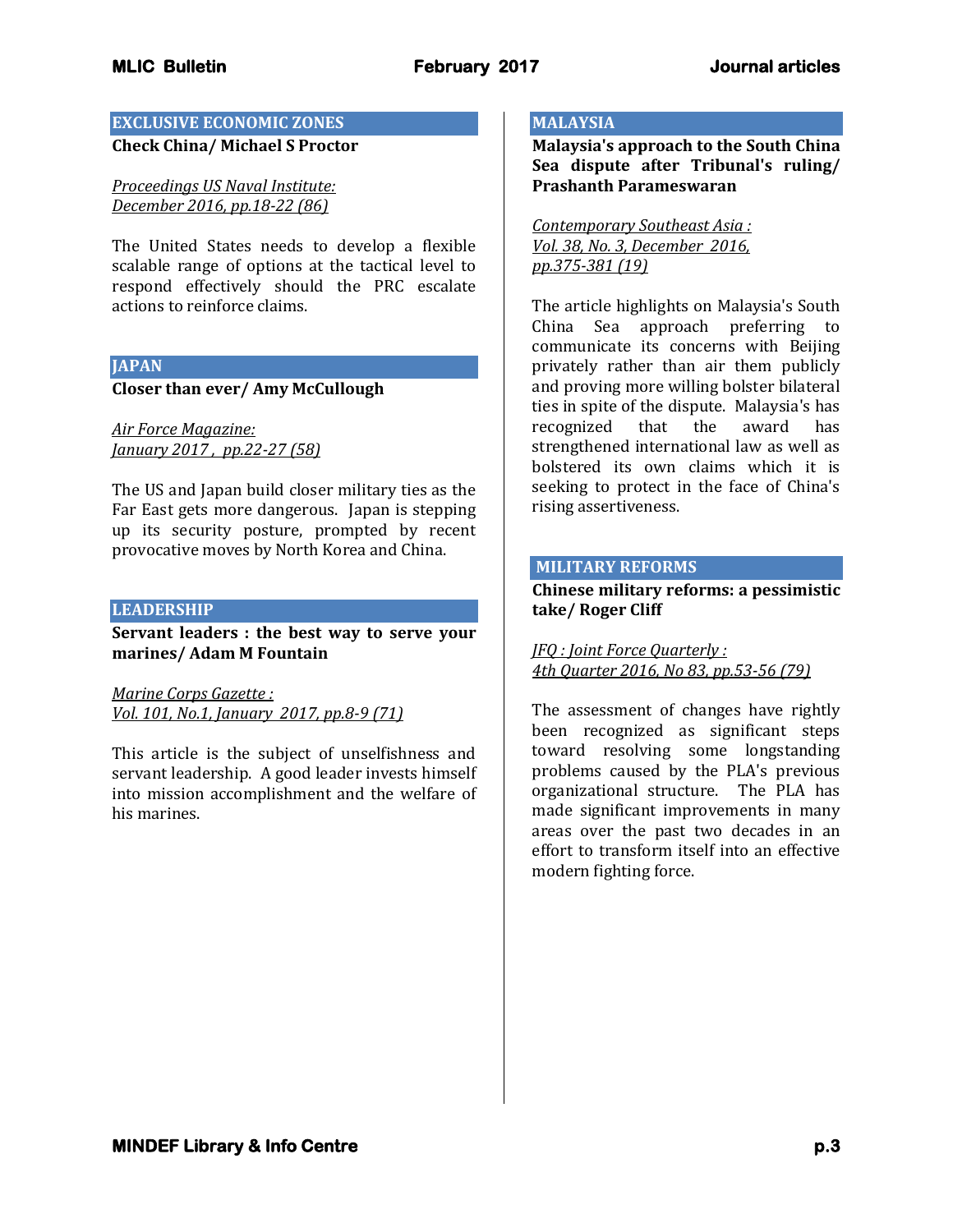## EXCLUSIVE ECONOMIC ZONES

**Check China/ Michael S Proctor**

*Proceedings US Naval Institute: December 2016, pp.18-22 (86)*

The United States needs to develop a flexible scalable range of options at the tactical level to respond effectively should the PRC escalate actions to reinforce claims.

## JAPAN

**Closer than ever/ Amy McCullough**

*Air Force Magazine: January 2017 , pp.22-27 (58)*

The US and Japan build closer military ties as the Far East gets more dangerous. Japan is stepping up its security posture, prompted by recent provocative moves by North Korea and China.

## LEADERSHIP

**Servant leaders : the best way to serve your marines/ Adam M Fountain**

*Marine Corps Gazette : Vol. 101, No.1, January 2017, pp.8-9 (71)*

This article is the subject of unselfishness and servant leadership. A good leader invests himself into mission accomplishment and the welfare of his marines.

## MALAYSIA

**Malaysia's approach to the South China Sea dispute after Tribunal's ruling/ Prashanth Parameswaran**

*Contemporary Southeast Asia : Vol. 38, No. 3, December 2016, pp.375-381 (19)*

The article highlights on Malaysia's South China Sea approach preferring to communicate its concerns with Beijing privately rather than air them publicly and proving more willing bolster bilateral ties in spite of the dispute. Malaysia's has recognized that the award has strengthened international law as well as bolstered its own claims which it is seeking to protect in the face of China's rising assertiveness.

## MILITARY REFORMS

**Chinese military reforms: a pessimistic take/ Roger Cliff**

*JFQ : Joint Force Quarterly : 4th Quarter 2016, No 83, pp.53-56 (79)*

The assessment of changes have rightly been recognized as significant steps toward resolving some longstanding problems caused by the PLA's previous organizational structure. The PLA has made significant improvements in many areas over the past two decades in an effort to transform itself into an effective modern fighting force.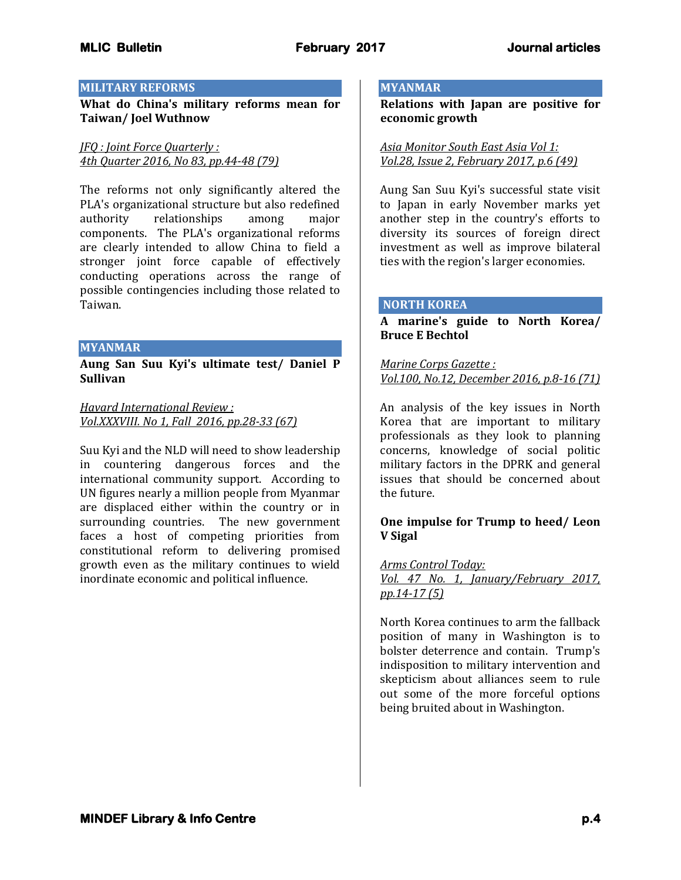## MILITARY REFORMS

**What do China's military reforms mean for Taiwan/ Joel Wuthnow**

*JFQ : Joint Force Quarterly :*
*4th Quarter 2016, No 83, pp.44-48 (79)*

The reforms not only significantly altered the PLA's organizational structure but also redefined authority relationships among major components. The PLA's organizational reforms are clearly intended to allow China to field a stronger joint force capable of effectively conducting operations across the range of possible contingencies including those related to Taiwan.

## MYANMAR

**Aung San Suu Kyi's ultimate test/ Daniel P Sullivan**

*Havard International Review :*
*Vol.XXXVIII. No 1, Fall 2016, pp.28-33 (67)*

Suu Kyi and the NLD will need to show leadership in countering dangerous forces and the international community support. According to UN figures nearly a million people from Myanmar are displaced either within the country or in surrounding countries. The new government faces a host of competing priorities from constitutional reform to delivering promised growth even as the military continues to wield inordinate economic and political influence.

## MYANMAR

**Relations with Japan are positive for economic growth**

*Asia Monitor South East Asia Vol 1:*
*Vol.28, Issue 2, February 2017, p.6 (49)*

Aung San Suu Kyi's successful state visit to Japan in early November marks yet another step in the country's efforts to diversity its sources of foreign direct investment as well as improve bilateral ties with the region's larger economies.

## NORTH KOREA

**A marine's guide to North Korea/ Bruce E Bechtol**

*Marine Corps Gazette :*
*Vol.100, No.12, December 2016, p.8-16 (71)*

An analysis of the key issues in North Korea that are important to military professionals as they look to planning concerns, knowledge of social politic military factors in the DPRK and general issues that should be concerned about the future.

**One impulse for Trump to heed/ Leon V Sigal**

*Arms Control Today:*
*Vol. 47 No. 1, January/February 2017, pp.14-17 (5)*

North Korea continues to arm the fallback position of many in Washington is to bolster deterrence and contain. Trump's indisposition to military intervention and skepticism about alliances seem to rule out some of the more forceful options being bruited about in Washington.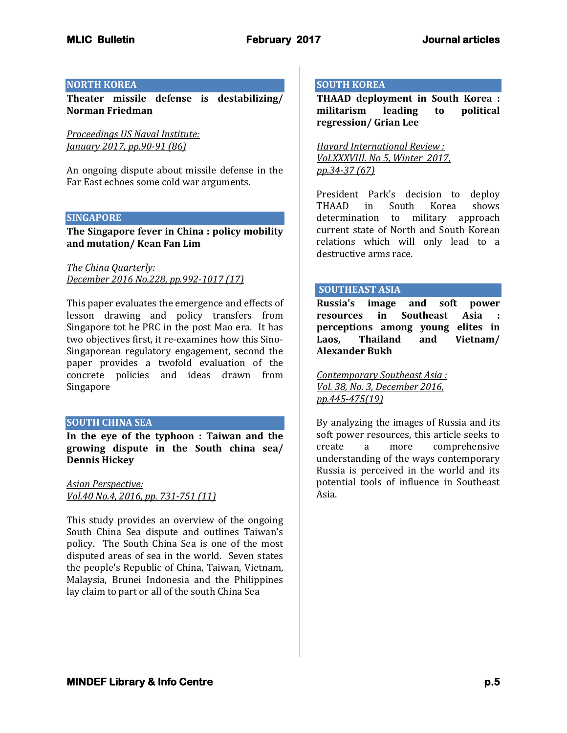## NORTH KOREA

**Theater missile defense is destabilizing/ Norman Friedman**

*Proceedings US Naval Institute: January 2017, pp.90-91 (86)*

An ongoing dispute about missile defense in the Far East echoes some cold war arguments.

## SINGAPORE

**The Singapore fever in China : policy mobility and mutation/ Kean Fan Lim**

*The China Quarterly: December 2016 No.228, pp.992-1017 (17)*

This paper evaluates the emergence and effects of lesson drawing and policy transfers from Singapore tot he PRC in the post Mao era. It has two objectives first, it re-examines how this Sino-Singaporean regulatory engagement, second the paper provides a twofold evaluation of the concrete policies and ideas drawn from Singapore

## SOUTH CHINA SEA

**In the eye of the typhoon : Taiwan and the growing dispute in the South china sea/ Dennis Hickey**

*Asian Perspective: Vol.40 No.4, 2016, pp. 731-751 (11)*

This study provides an overview of the ongoing South China Sea dispute and outlines Taiwan's policy. The South China Sea is one of the most disputed areas of sea in the world. Seven states the people's Republic of China, Taiwan, Vietnam, Malaysia, Brunei Indonesia and the Philippines lay claim to part or all of the south China Sea

## SOUTH KOREA

**THAAD deployment in South Korea : militarism leading to political regression/ Grian Lee**

*Havard International Review : Vol.XXXVIII. No 5, Winter 2017, pp.34-37 (67)*

President Park's decision to deploy THAAD in South Korea shows determination to military approach current state of North and South Korean relations which will only lead to a destructive arms race.

## SOUTHEAST ASIA

**Russia's image and soft power resources in Southeast Asia : perceptions among young elites in Laos, Thailand and Vietnam/ Alexander Bukh**

*Contemporary Southeast Asia : Vol. 38, No. 3, December 2016, pp.445-475(19)*

By analyzing the images of Russia and its soft power resources, this article seeks to create a more comprehensive understanding of the ways contemporary Russia is perceived in the world and its potential tools of influence in Southeast Asia.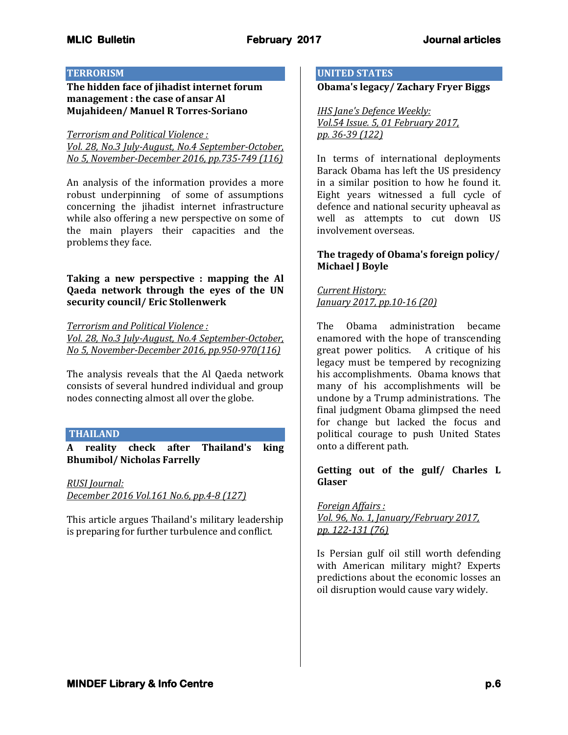## TERRORISM

**The hidden face of jihadist internet forum management : the case of ansar Al Mujahideen/ Manuel R Torres-Soriano**

*Terrorism and Political Violence : Vol. 28, No.3 July-August, No.4 September-October, No 5, November-December 2016, pp.735-749 (116)*

An analysis of the information provides a more robust underpinning of some of assumptions concerning the jihadist internet infrastructure while also offering a new perspective on some of the main players their capacities and the problems they face.

**Taking a new perspective : mapping the Al Qaeda network through the eyes of the UN security council/ Eric Stollenwerk**

*Terrorism and Political Violence : Vol. 28, No.3 July-August, No.4 September-October, No 5, November-December 2016, pp.950-970(116)*

The analysis reveals that the Al Qaeda network consists of several hundred individual and group nodes connecting almost all over the globe.

## THAILAND

**A reality check after Thailand's king Bhumibol/ Nicholas Farrelly**

*RUSI Journal: December 2016 Vol.161 No.6, pp.4-8 (127)*

This article argues Thailand's military leadership is preparing for further turbulence and conflict.

## UNITED STATES

**Obama's legacy/ Zachary Fryer Biggs**

*IHS Jane's Defence Weekly: Vol.54 Issue. 5, 01 February 2017, pp. 36-39 (122)*

In terms of international deployments Barack Obama has left the US presidency in a similar position to how he found it. Eight years witnessed a full cycle of defence and national security upheaval as well as attempts to cut down US involvement overseas.

**The tragedy of Obama's foreign policy/ Michael J Boyle**

*Current History: January 2017, pp.10-16 (20)*

The Obama administration became enamored with the hope of transcending great power politics. A critique of his legacy must be tempered by recognizing his accomplishments. Obama knows that many of his accomplishments will be undone by a Trump administrations. The final judgment Obama glimpsed the need for change but lacked the focus and political courage to push United States onto a different path.

**Getting out of the gulf/ Charles L Glaser**

*Foreign Affairs : Vol. 96, No. 1, January/February 2017, pp. 122-131 (76)*

Is Persian gulf oil still worth defending with American military might? Experts predictions about the economic losses an oil disruption would cause vary widely.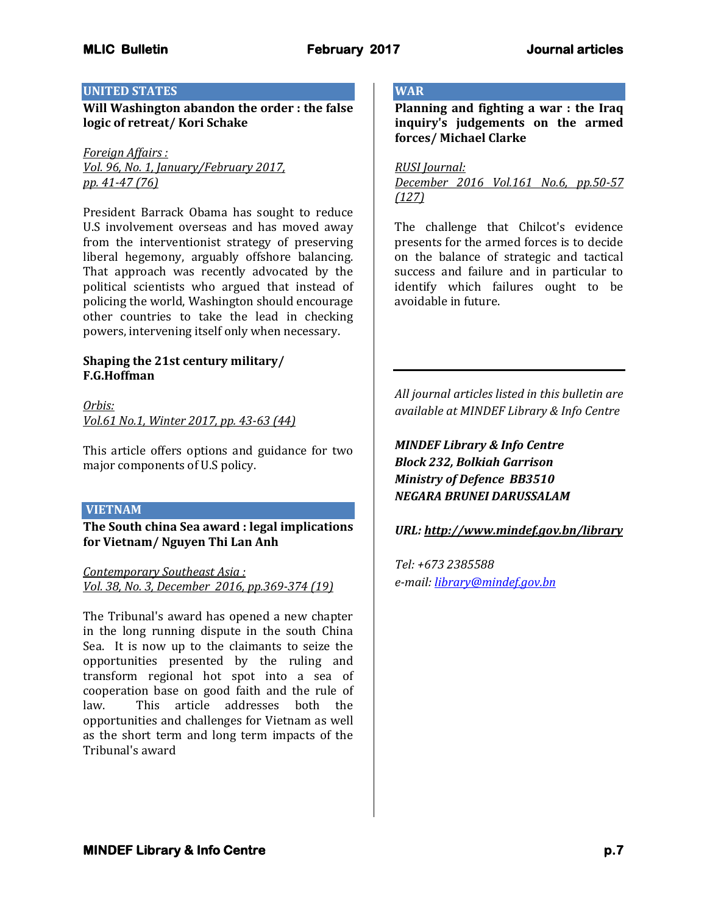## UNITED STATES

**Will Washington abandon the order : the false logic of retreat/ Kori Schake**

*Foreign Affairs :*
*Vol. 96, No. 1, January/February 2017, pp. 41-47 (76)*

President Barrack Obama has sought to reduce U.S involvement overseas and has moved away from the interventionist strategy of preserving liberal hegemony, arguably offshore balancing. That approach was recently advocated by the political scientists who argued that instead of policing the world, Washington should encourage other countries to take the lead in checking powers, intervening itself only when necessary.

**Shaping the 21st century military/ F.G.Hoffman**

*Orbis:*
*Vol.61 No.1, Winter 2017, pp. 43-63 (44)*

This article offers options and guidance for two major components of U.S policy.

## VIETNAM

**The South china Sea award : legal implications for Vietnam/ Nguyen Thi Lan Anh**

*Contemporary Southeast Asia :*
*Vol. 38, No. 3, December 2016, pp.369-374 (19)*

The Tribunal's award has opened a new chapter in the long running dispute in the south China Sea. It is now up to the claimants to seize the opportunities presented by the ruling and transform regional hot spot into a sea of cooperation base on good faith and the rule of law. This article addresses both the opportunities and challenges for Vietnam as well as the short term and long term impacts of the Tribunal's award

## WAR

**Planning and fighting a war : the Iraq inquiry's judgements on the armed forces/ Michael Clarke**

*RUSI Journal:*
*December 2016 Vol.161 No.6, pp.50-57 (127)*

The challenge that Chilcot's evidence presents for the armed forces is to decide on the balance of strategic and tactical success and failure and in particular to identify which failures ought to be avoidable in future.

---

*All journal articles listed in this bulletin are available at MINDEF Library & Info Centre*

***MINDEF Library & Info Centre***
***Block 232, Bolkiah Garrison***
***Ministry of Defence BB3510***
***NEGARA BRUNEI DARUSSALAM***

*URL: **http://www.mindef.gov.bn/library***

*Tel: +673 2385588*
*e-mail: library@mindef.gov.bn*